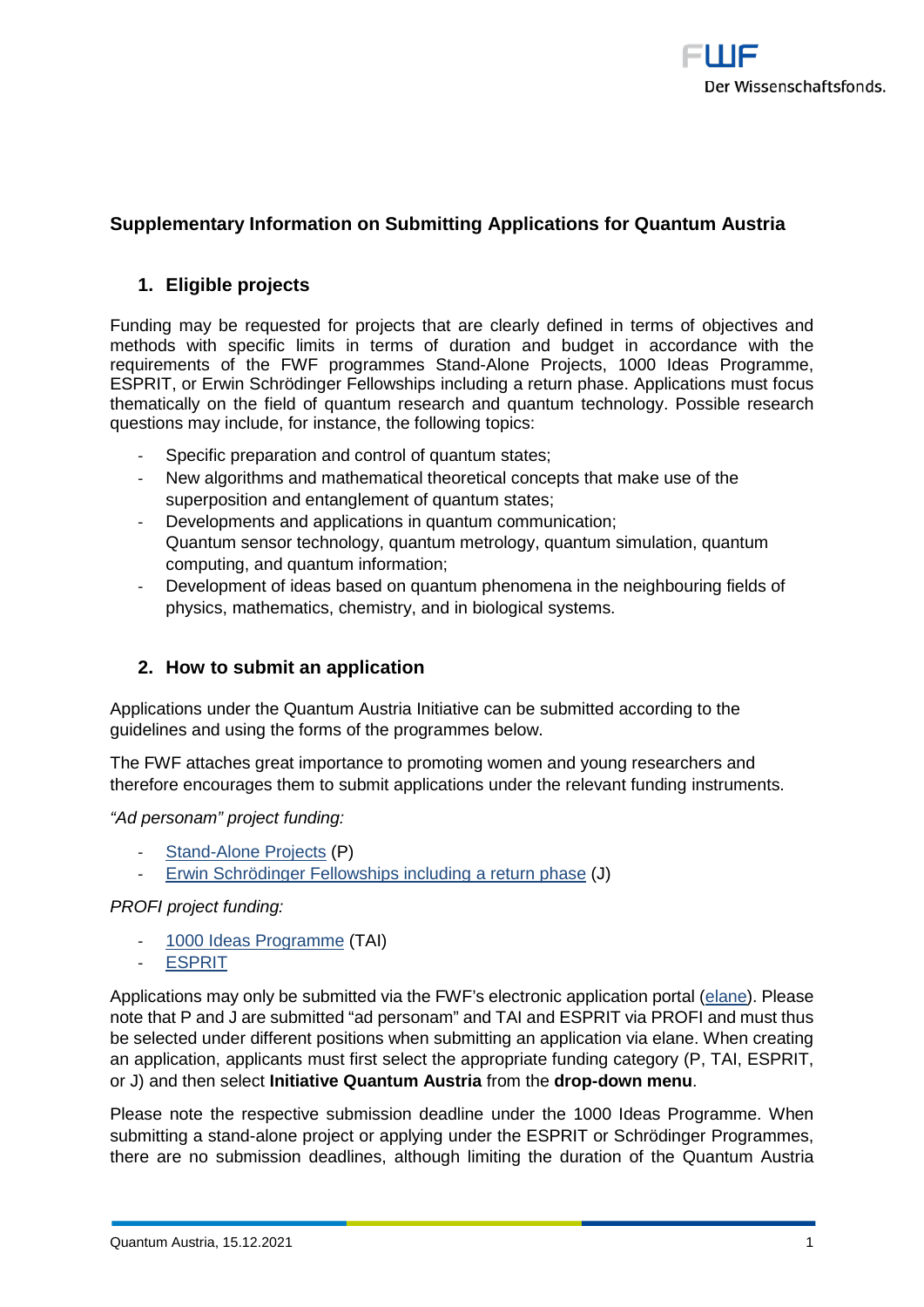## Supplementary Information on Submitting Applications for Quantum Austria

### 1. Eligible projects

Funding may be requested for projects that are clearly defined in terms of objectives and methods with specific limits in terms of duration and budget in accordance with the requirements of the FWF programmes Stand-Alone Projects, 1000 Ideas Programme, ESPRIT, or Erwin Schrödinger Fellowships including a return phase. Applications must focus thematically on the field of quantum research and quantum technology. Possible research questions may include, for instance, the following topics:

- Specific preparation and control of quantum states;
- New algorithms and mathematical theoretical concepts that make use of the superposition and entanglement of quantum states;
- Developments and applications in quantum communication; Quantum sensor technology, quantum metrology, quantum simulation, quantum computing, and quantum information;
- Development of ideas based on quantum phenomena in the neighbouring fields of physics, mathematics, chemistry, and in biological systems.

### 2. How to submit an application

Applications under the Quantum Austria Initiative can be submitted according to the guidelines and using the forms of the programmes below.

The FWF attaches great importance to promoting women and young researchers and therefore encourages them to submit applications under the relevant funding instruments.

*"Ad personam" project funding:*

- Stand-Alone Projects (P)
- Erwin Schrödinger Fellowships including a return phase (J)

*PROFI project funding:*

- 1000 Ideas Programme (TAI)
- ESPRIT

Applications may only be submitted via the FWF's electronic application portal (elane). Please note that P and J are submitted "ad personam" and TAI and ESPRIT via PROFI and must thus be selected under different positions when submitting an application via elane. When creating an application, applicants must first select the appropriate funding category (P, TAI, ESPRIT, or J) and then select **Initiative Quantum Austria** from the **drop-down menu**.

Please note the respective submission deadline under the 1000 Ideas Programme. When submitting a stand-alone project or applying under the ESPRIT or Schrödinger Programmes, there are no submission deadlines, although limiting the duration of the Quantum Austria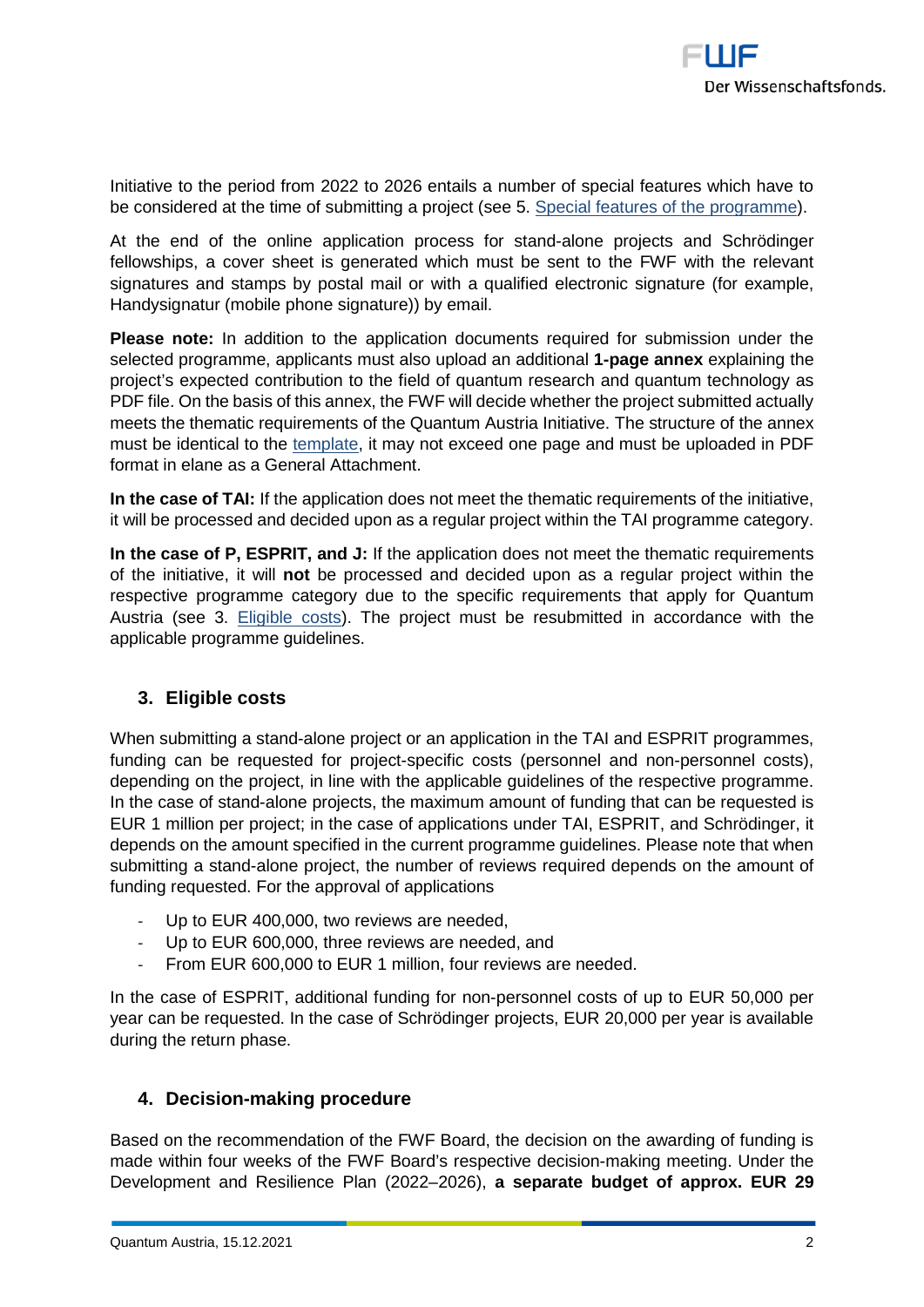Initiative to the period from 2022 to 2026 entails a number of special features which have to be considered at the time of submitting a project (see 5. Special features of the programme).

At the end of the online application process for stand-alone projects and Schrödinger fellowships, a cover sheet is generated which must be sent to the FWF with the relevant signatures and stamps by postal mail or with a qualified electronic signature (for example, Handysignatur (mobile phone signature)) by email.

**Please note:** In addition to the application documents required for submission under the selected programme, applicants must also upload an additional **1-page annex** explaining the project's expected contribution to the field of quantum research and quantum technology as PDF file. On the basis of this annex, the FWF will decide whether the project submitted actually meets the thematic requirements of the Quantum Austria Initiative. The structure of the annex must be identical to the template, it may not exceed one page and must be uploaded in PDF format in elane as a General Attachment.

**In the case of TAI:** If the application does not meet the thematic requirements of the initiative, it will be processed and decided upon as a regular project within the TAI programme category.

**In the case of P, ESPRIT, and J:** If the application does not meet the thematic requirements of the initiative, it will **not** be processed and decided upon as a regular project within the respective programme category due to the specific requirements that apply for Quantum Austria (see 3. Eligible costs). The project must be resubmitted in accordance with the applicable programme guidelines.

## 3. Eligible costs

When submitting a stand-alone project or an application in the TAI and ESPRIT programmes, funding can be requested for project-specific costs (personnel and non-personnel costs), depending on the project, in line with the applicable guidelines of the respective programme. In the case of stand-alone projects, the maximum amount of funding that can be requested is EUR 1 million per project; in the case of applications under TAI, ESPRIT, and Schrödinger, it depends on the amount specified in the current programme guidelines. Please note that when submitting a stand-alone project, the number of reviews required depends on the amount of funding requested. For the approval of applications

- Up to EUR 400,000, two reviews are needed,
- Up to EUR 600,000, three reviews are needed, and
- From EUR 600,000 to EUR 1 million, four reviews are needed.

In the case of ESPRIT, additional funding for non-personnel costs of up to EUR 50,000 per year can be requested. In the case of Schrödinger projects, EUR 20,000 per year is available during the return phase.

## 4. Decision-making procedure

Based on the recommendation of the FWF Board, the decision on the awarding of funding is made within four weeks of the FWF Board's respective decision-making meeting. Under the Development and Resilience Plan (2022–2026), **a separate budget of approx. EUR 29**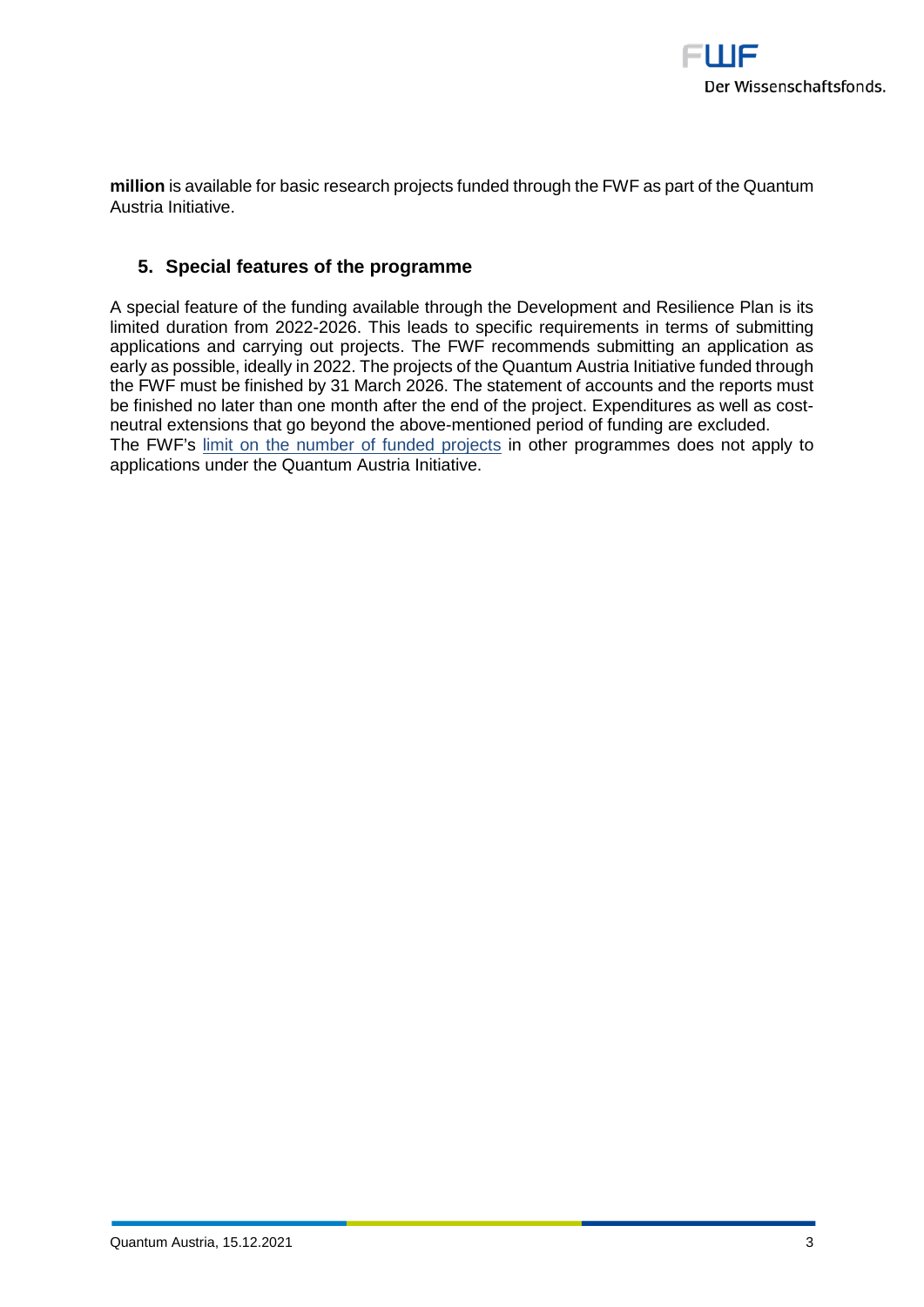**million** is available for basic research projects funded through the FWF as part of the Quantum Austria Initiative.

## 5. Special features of the programme

A special feature of the funding available through the Development and Resilience Plan is its limited duration from 2022-2026. This leads to specific requirements in terms of submitting applications and carrying out projects. The FWF recommends submitting an application as early as possible, ideally in 2022. The projects of the Quantum Austria Initiative funded through the FWF must be finished by 31 March 2026. The statement of accounts and the reports must be finished no later than one month after the end of the project. Expenditures as well as cost-neutral extensions that go beyond the above-mentioned period of funding are excluded.
The FWF's limit on the number of funded projects in other programmes does not apply to applications under the Quantum Austria Initiative.